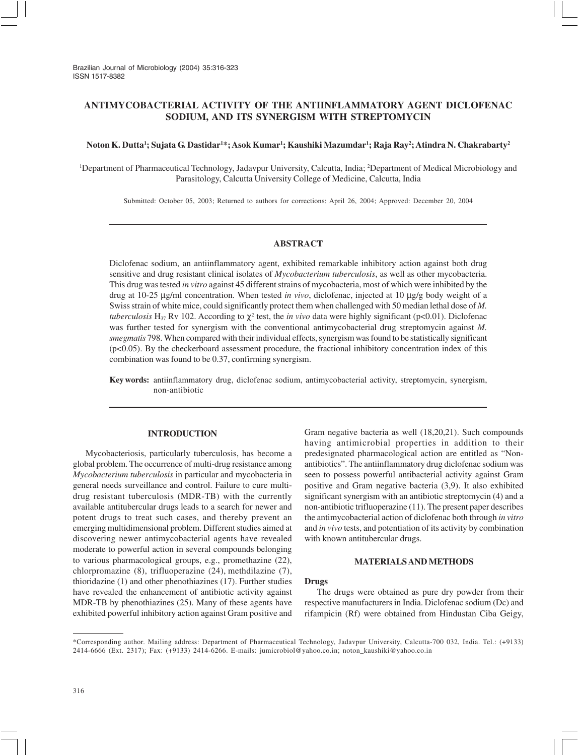# ANTIMYCOBACTERIAL ACTIVITY OF THE ANTIINFLAMMATORY AGENT DICLOFENAC SODIUM, AND ITS SYNERGISM WITH STREPTOMYCIN

**Noton K. Dutta[1]; Sujata G. Dastidar[1]*; Asok Kumar[1]; Kaushiki Mazumdar[1]; Raja Ray[2]; Atindra N. Chakrabarty[2]**

[1]Department of Pharmaceutical Technology, Jadavpur University, Calcutta, India; [2]Department of Medical Microbiology and Parasitology, Calcutta University College of Medicine, Calcutta, India

Submitted: October 05, 2003; Returned to authors for corrections: April 26, 2004; Approved: December 20, 2004

## ABSTRACT

Diclofenac sodium, an antiinflammatory agent, exhibited remarkable inhibitory action against both drug sensitive and drug resistant clinical isolates of *Mycobacterium tuberculosis*, as well as other mycobacteria. This drug was tested *in vitro* against 45 different strains of mycobacteria, most of which were inhibited by the drug at 10-25 µg/ml concentration. When tested *in vivo*, diclofenac, injected at 10 µg/g body weight of a Swiss strain of white mice, could significantly protect them when challenged with 50 median lethal dose of *M. tuberculosis* $H_{37}$ Rv 102. According to $\chi^2$ test, the *in vivo* data were highly significant ($p<0.01$). Diclofenac was further tested for synergism with the conventional antimycobacterial drug streptomycin against *M. smegmatis* 798. When compared with their individual effects, synergism was found to be statistically significant ($p<0.05$). By the checkerboard assessment procedure, the fractional inhibitory concentration index of this combination was found to be 0.37, confirming synergism.

**Key words:** antiinflammatory drug, diclofenac sodium, antimycobacterial activity, streptomycin, synergism, non-antibiotic

## INTRODUCTION

Mycobacteriosis, particularly tuberculosis, has become a global problem. The occurrence of multi-drug resistance among *Mycobacterium tuberculosis* in particular and mycobacteria in general needs surveillance and control. Failure to cure multi-drug resistant tuberculosis (MDR-TB) with the currently available antitubercular drugs leads to a search for newer and potent drugs to treat such cases, and thereby prevent an emerging multidimensional problem. Different studies aimed at discovering newer antimycobacterial agents have revealed moderate to powerful action in several compounds belonging to various pharmacological groups, e.g., promethazine (22), chlorpromazine (8), trifluoperazine (24), methdilazine (7), thioridazine (1) and other phenothiazines (17). Further studies have revealed the enhancement of antibiotic activity against MDR-TB by phenothiazines (25). Many of these agents have exhibited powerful inhibitory action against Gram positive and Gram negative bacteria as well (18,20,21). Such compounds having antimicrobial properties in addition to their predesignated pharmacological action are entitled as "Non-antibiotics". The antiinflammatory drug diclofenac sodium was seen to possess powerful antibacterial activity against Gram positive and Gram negative bacteria (3,9). It also exhibited significant synergism with an antibiotic streptomycin (4) and a non-antibiotic trifluoperazine (11). The present paper describes the antimycobacterial action of diclofenac both through *in vitro* and *in vivo* tests, and potentiation of its activity by combination with known antitubercular drugs.

## MATERIALS AND METHODS

### Drugs

The drugs were obtained as pure dry powder from their respective manufacturers in India. Diclofenac sodium (Dc) and rifampicin (Rf) were obtained from Hindustan Ciba Geigy,

*Corresponding author. Mailing address: Department of Pharmaceutical Technology, Jadavpur University, Calcutta-700 032, India. Tel.: (+9133) 2414-6666 (Ext. 2317); Fax: (+9133) 2414-6266. E-mails: jumicrobiol@yahoo.co.in; noton_kaushiki@yahoo.co.in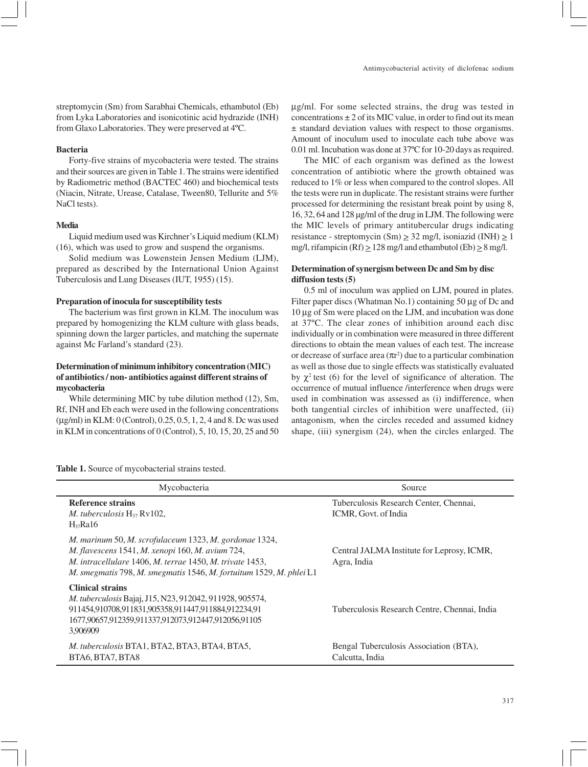streptomycin (Sm) from Sarabhai Chemicals, ethambutol (Eb) from Lyka Laboratories and isonicotinic acid hydrazide (INH) from Glaxo Laboratories. They were preserved at 4ºC.

#### Bacteria

Forty-five strains of mycobacteria were tested. The strains and their sources are given in Table 1. The strains were identified by Radiometric method (BACTEC 460) and biochemical tests (Niacin, Nitrate, Urease, Catalase, Tween80, Tellurite and 5% NaCl tests).

#### Media

Liquid medium used was Kirchner's Liquid medium (KLM) (16), which was used to grow and suspend the organisms.

Solid medium was Lowenstein Jensen Medium (LJM), prepared as described by the International Union Against Tuberculosis and Lung Diseases (IUT, 1955) (15).

#### Preparation of inocula for susceptibility tests

The bacterium was first grown in KLM. The inoculum was prepared by homogenizing the KLM culture with glass beads, spinning down the larger particles, and matching the supernate against Mc Farland's standard (23).

#### Determination of minimum inhibitory concentration (MIC) of antibiotics / non- antibiotics against different strains of mycobacteria

While determining MIC by tube dilution method (12), Sm, Rf, INH and Eb each were used in the following concentrations (µg/ml) in KLM: 0 (Control), 0.25, 0.5, 1, 2, 4 and 8. Dc was used in KLM in concentrations of 0 (Control), 5, 10, 15, 20, 25 and 50 µg/ml. For some selected strains, the drug was tested in concentrations ± 2 of its MIC value, in order to find out its mean ± standard deviation values with respect to those organisms. Amount of inoculum used to inoculate each tube above was 0.01 ml. Incubation was done at 37ºC for 10-20 days as required.

The MIC of each organism was defined as the lowest concentration of antibiotic where the growth obtained was reduced to 1% or less when compared to the control slopes. All the tests were run in duplicate. The resistant strains were further processed for determining the resistant break point by using 8, 16, 32, 64 and 128 µg/ml of the drug in LJM. The following were the MIC levels of primary antitubercular drugs indicating resistance - streptomycin (Sm) $\geq$ 32 mg/l, isoniazid (INH) $\geq$ 1 mg/l, rifampicin (Rf) $\geq$ 128 mg/l and ethambutol (Eb) $\geq$ 8 mg/l.

#### Determination of synergism between Dc and Sm by disc diffusion tests (5)

0.5 ml of inoculum was applied on LJM, poured in plates. Filter paper discs (Whatman No.1) containing 50 µg of Dc and 10 µg of Sm were placed on the LJM, and incubation was done at 37ºC. The clear zones of inhibition around each disc individually or in combination were measured in three different directions to obtain the mean values of each test. The increase or decrease of surface area ($\pi r^2$) due to a particular combination as well as those due to single effects was statistically evaluated by $\chi^2$ test (6) for the level of significance of alteration. The occurrence of mutual influence /interference when drugs were used in combination was assessed as (i) indifference, when both tangential circles of inhibition were unaffected, (ii) antagonism, when the circles receded and assumed kidney shape, (iii) synergism (24), when the circles enlarged. The

**Table 1.** Source of mycobacterial strains tested.

| Mycobacteria | Source |
|---|---|
| **Reference strains**<br>*M. tuberculosis* $H_{37}$ Rv102,<br>$H_{37}$Ra16 | Tuberculosis Research Center, Chennai, ICMR, Govt. of India |
| *M. marinum* 50, *M. scrofulaceum* 1323, *M. gordonae* 1324, *M. flavescens* 1541, *M. xenopi* 160, *M. avium* 724, *M. intracellulare* 1406, *M. terrae* 1450, *M. trivate* 1453, *M. smegmatis* 798, *M. smegmatis* 1546, *M. fortuitum* 1529, *M. phlei* L1 | Central JALMA Institute for Leprosy, ICMR, Agra, India |
| **Clinical strains**<br>*M. tuberculosis* Bajaj, J15, N23, 912042, 911928, 905574, 911454,910708,911831,905358,911447,911884,912234,91 1677,90657,912359,911337,912073,912447,912056,91105 3,906909 | Tuberculosis Research Centre, Chennai, India |
| *M. tuberculosis* BTA1, BTA2, BTA3, BTA4, BTA5, BTA6, BTA7, BTA8 | Bengal Tuberculosis Association (BTA), Calcutta, India |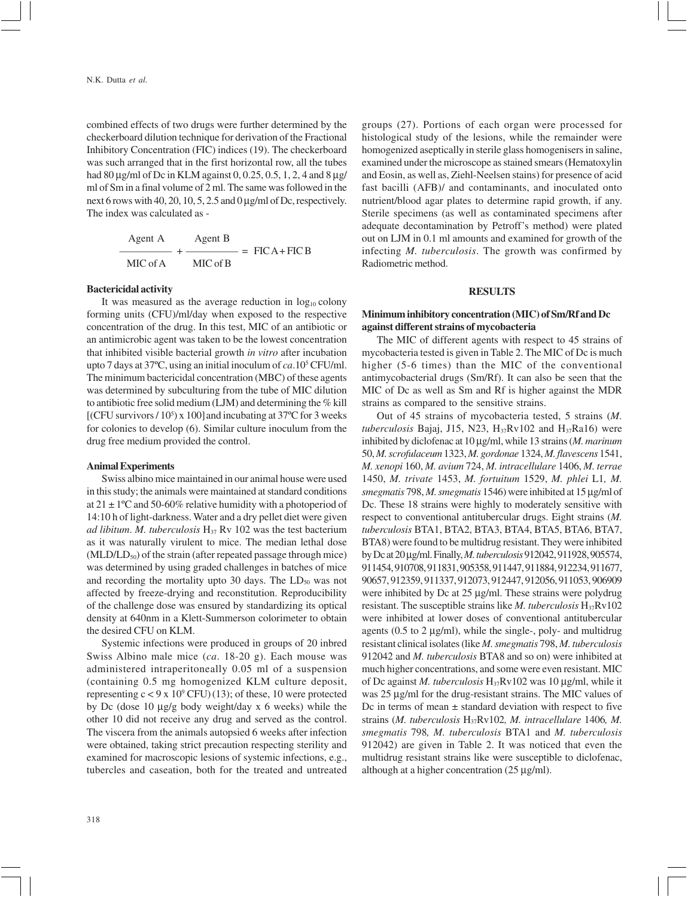combined effects of two drugs were further determined by the checkerboard dilution technique for derivation of the Fractional Inhibitory Concentration (FIC) indices (19). The checkerboard was such arranged that in the first horizontal row, all the tubes had 80 µg/ml of Dc in KLM against 0, 0.25, 0.5, 1, 2, 4 and 8 µg/ml of Sm in a final volume of 2 ml. The same was followed in the next 6 rows with 40, 20, 10, 5, 2.5 and 0 µg/ml of Dc, respectively. The index was calculated as -

$$\frac{\text{Agent A}}{\text{MIC of A}} + \frac{\text{Agent B}}{\text{MIC of B}} = \text{FIC A} + \text{FIC B}$$

**Bactericidal activity**

It was measured as the average reduction in $\log_{10}$ colony forming units (CFU)/ml/day when exposed to the respective concentration of the drug. In this test, MIC of an antibiotic or an antimicrobic agent was taken to be the lowest concentration that inhibited visible bacterial growth *in vitro* after incubation upto 7 days at 37ºC, using an initial inoculum of *ca.*$10^5$ CFU/ml. The minimum bactericidal concentration (MBC) of these agents was determined by subculturing from the tube of MIC dilution to antibiotic free solid medium (LJM) and determining the % kill [(CFU survivors / $10^5$) x 100] and incubating at 37ºC for 3 weeks for colonies to develop (6). Similar culture inoculum from the drug free medium provided the control.

**Animal Experiments**

Swiss albino mice maintained in our animal house were used in this study; the animals were maintained at standard conditions at 21 ± 1ºC and 50-60% relative humidity with a photoperiod of 14:10 h of light-darkness. Water and a dry pellet diet were given *ad libitum*. *M. tuberculosis* $H_{37}$ Rv 102 was the test bacterium as it was naturally virulent to mice. The median lethal dose (MLD/$LD_{50}$) of the strain (after repeated passage through mice) was determined by using graded challenges in batches of mice and recording the mortality upto 30 days. The $LD_{50}$ was not affected by freeze-drying and reconstitution. Reproducibility of the challenge dose was ensured by standardizing its optical density at 640nm in a Klett-Summerson colorimeter to obtain the desired CFU on KLM.

Systemic infections were produced in groups of 20 inbred Swiss Albino male mice (*ca*. 18-20 g). Each mouse was administered intraperitoneally 0.05 ml of a suspension (containing 0.5 mg homogenized KLM culture deposit, representing $c < 9 \times 10^9$ CFU) (13); of these, 10 were protected by Dc (dose 10 µg/g body weight/day x 6 weeks) while the other 10 did not receive any drug and served as the control. The viscera from the animals autopsied 6 weeks after infection were obtained, taking strict precaution respecting sterility and examined for macroscopic lesions of systemic infections, e.g., tubercles and caseation, both for the treated and untreated groups (27). Portions of each organ were processed for histological study of the lesions, while the remainder were homogenized aseptically in sterile glass homogenisers in saline, examined under the microscope as stained smears (Hematoxylin and Eosin, as well as, Ziehl-Neelsen stains) for presence of acid fast bacilli (AFB)/ and contaminants, and inoculated onto nutrient/blood agar plates to determine rapid growth, if any. Sterile specimens (as well as contaminated specimens after adequate decontamination by Petroff's method) were plated out on LJM in 0.1 ml amounts and examined for growth of the infecting *M. tuberculosis*. The growth was confirmed by Radiometric method.

## RESULTS

**Minimum inhibitory concentration (MIC) of Sm/Rf and Dc against different strains of mycobacteria**

The MIC of different agents with respect to 45 strains of mycobacteria tested is given in Table 2. The MIC of Dc is much higher (5-6 times) than the MIC of the conventional antimycobacterial drugs (Sm/Rf). It can also be seen that the MIC of Dc as well as Sm and Rf is higher against the MDR strains as compared to the sensitive strains.

Out of 45 strains of mycobacteria tested, 5 strains (*M. tuberculosis* Bajaj, J15, N23, $H_{37}$Rv102 and $H_{37}$Ra16) were inhibited by diclofenac at 10 µg/ml, while 13 strains (*M. marinum* 50, *M. scrofulaceum* 1323, *M. gordonae* 1324, *M. flavescens* 1541, *M. xenopi* 160, *M. avium* 724, *M. intracellulare* 1406, *M. terrae* 1450, *M. trivate* 1453, *M. fortuitum* 1529, *M. phlei* L1, *M. smegmatis* 798, *M. smegmatis* 1546) were inhibited at 15 µg/ml of Dc. These 18 strains were highly to moderately sensitive with respect to conventional antitubercular drugs. Eight strains (*M. tuberculosis* BTA1, BTA2, BTA3, BTA4, BTA5, BTA6, BTA7, BTA8) were found to be multidrug resistant. They were inhibited by Dc at 20 µg/ml. Finally, *M. tuberculosis* 912042, 911928, 905574, 911454, 910708, 911831, 905358, 911447, 911884, 912234, 911677, 90657, 912359, 911337, 912073, 912447, 912056, 911053, 906909 were inhibited by Dc at 25 µg/ml. These strains were polydrug resistant. The susceptible strains like *M. tuberculosis* $H_{37}$Rv102 were inhibited at lower doses of conventional antitubercular agents (0.5 to 2 µg/ml), while the single-, poly- and multidrug resistant clinical isolates (like *M. smegmatis* 798, *M. tuberculosis* 912042 and *M. tuberculosis* BTA8 and so on) were inhibited at much higher concentrations, and some were even resistant. MIC of Dc against *M. tuberculosis* $H_{37}$Rv102 was 10 µg/ml, while it was 25 µg/ml for the drug-resistant strains. The MIC values of Dc in terms of mean ± standard deviation with respect to five strains (*M. tuberculosis* $H_{37}$Rv102*, M. intracellulare* 1406*, M. smegmatis* 798*, M. tuberculosis* BTA1 and *M. tuberculosis* 912042) are given in Table 2. It was noticed that even the multidrug resistant strains like were susceptible to diclofenac, although at a higher concentration (25 µg/ml).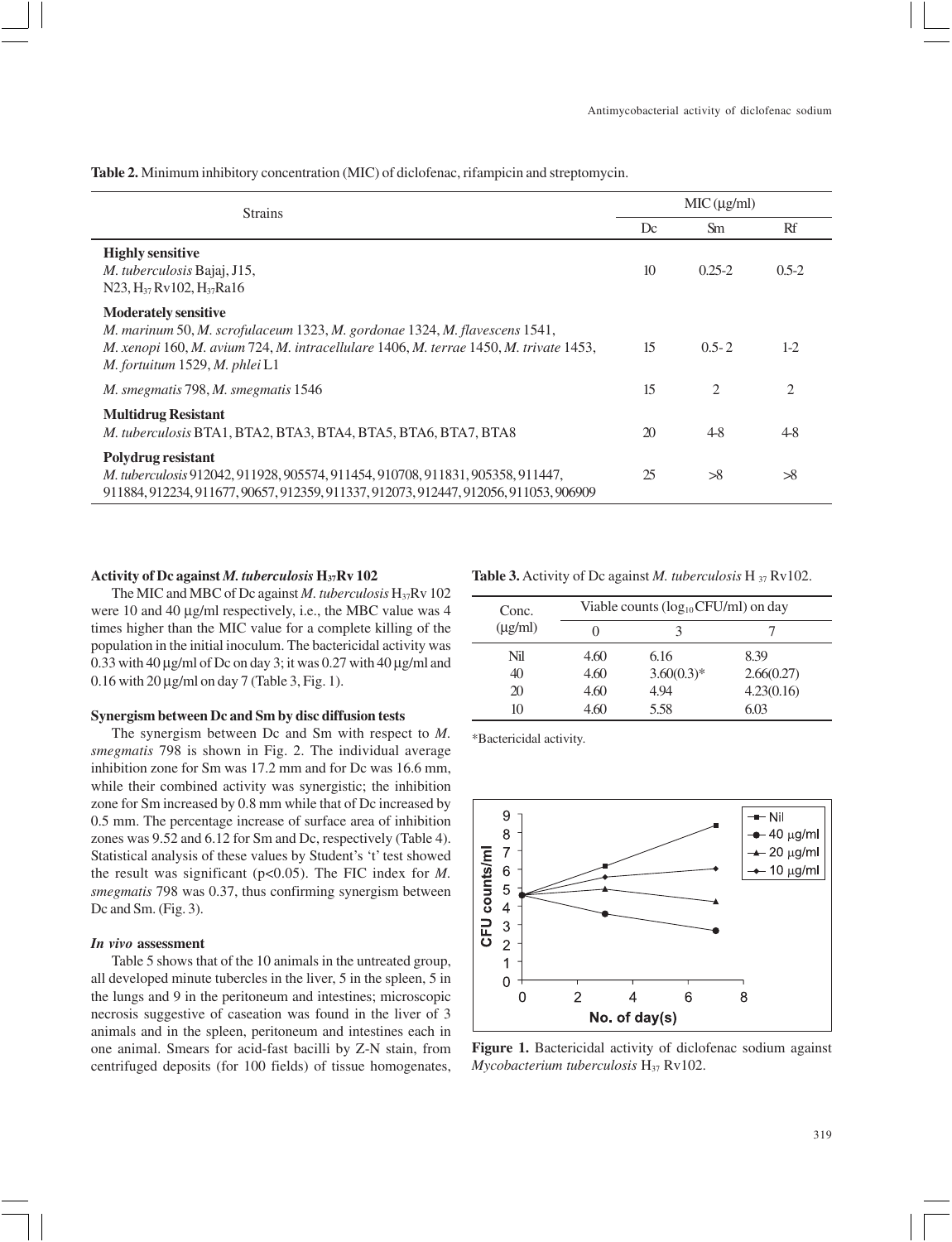**Table 2.** Minimum inhibitory concentration (MIC) of diclofenac, rifampicin and streptomycin.

| Strains | MIC (μg/ml) | | |
|---|---|---|---|
| | Dc | Sm | Rf |
| **Highly sensitive**<br>*M. tuberculosis* Bajaj, J15, N23, $H_{37}$ Rv102, $H_{37}$Ra16 | 10 | 0.25-2 | 0.5-2 |
| **Moderately sensitive**<br>*M. marinum* 50, *M. scrofulaceum* 1323, *M. gordonae* 1324, *M. flavescens* 1541, *M. xenopi* 160, *M. avium* 724, *M. intracellulare* 1406, *M. terrae* 1450, *M. trivate* 1453, *M. fortuitum* 1529, *M. phlei* L1 | 15 | 0.5- 2 | 1-2 |
| *M. smegmatis* 798, *M. smegmatis* 1546 | 15 | 2 | 2 |
| **Multidrug Resistant**<br>*M. tuberculosis* BTA1, BTA2, BTA3, BTA4, BTA5, BTA6, BTA7, BTA8 | 20 | 4-8 | 4-8 |
| **Polydrug resistant**<br>*M. tuberculosis* 912042, 911928, 905574, 911454, 910708, 911831, 905358, 911447, 911884, 912234, 911677, 90657, 912359, 911337, 912073, 912447, 912056, 911053, 906909 | 25 | >8 | >8 |

### Activity of Dc against *M. tuberculosis* $H_{37}$Rv 102

The MIC and MBC of Dc against *M. tuberculosis* $H_{37}$Rv 102 were 10 and 40 μg/ml respectively, i.e., the MBC value was 4 times higher than the MIC value for a complete killing of the population in the initial inoculum. The bactericidal activity was 0.33 with 40 μg/ml of Dc on day 3; it was 0.27 with 40 μg/ml and 0.16 with 20 μg/ml on day 7 (Table 3, Fig. 1).

**Table 3.** Activity of Dc against *M. tuberculosis* $H_{37}$ Rv102.

| Conc. (μg/ml) | Viable counts ($\log_{10}$ CFU/ml) on day | | |
|---|---|---|---|
| | 0 | 3 | 7 |
| Nil | 4.60 | 6.16 | 8.39 |
| 40 | 4.60 | 3.60(0.3)* | 2.66(0.27) |
| 20 | 4.60 | 4.94 | 4.23(0.16) |
| 10 | 4.60 | 5.58 | 6.03 |

*Bactericidal activity.

**Figure 1.** Bactericidal activity of diclofenac sodium against *Mycobacterium tuberculosis* $H_{37}$ Rv102.

### Synergism between Dc and Sm by disc diffusion tests

The synergism between Dc and Sm with respect to *M. smegmatis* 798 is shown in Fig. 2. The individual average inhibition zone for Sm was 17.2 mm and for Dc was 16.6 mm, while their combined activity was synergistic; the inhibition zone for Sm increased by 0.8 mm while that of Dc increased by 0.5 mm. The percentage increase of surface area of inhibition zones was 9.52 and 6.12 for Sm and Dc, respectively (Table 4). Statistical analysis of these values by Student's 't' test showed the result was significant ($p<0.05$). The FIC index for *M. smegmatis* 798 was 0.37, thus confirming synergism between Dc and Sm. (Fig. 3).

### *In vivo* assessment

Table 5 shows that of the 10 animals in the untreated group, all developed minute tubercles in the liver, 5 in the spleen, 5 in the lungs and 9 in the peritoneum and intestines; microscopic necrosis suggestive of caseation was found in the liver of 3 animals and in the spleen, peritoneum and intestines each in one animal. Smears for acid-fast bacilli by Z-N stain, from centrifuged deposits (for 100 fields) of tissue homogenates,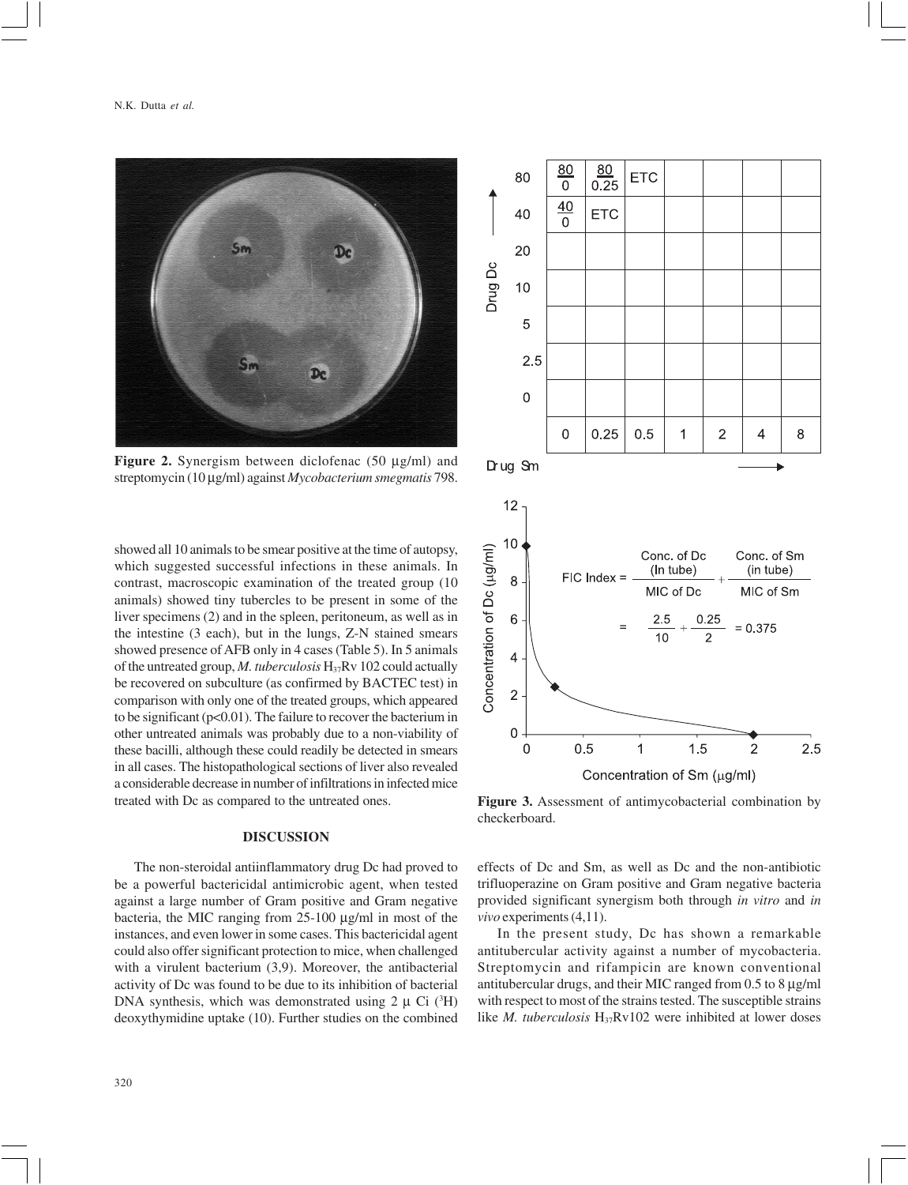Figure 2. Synergism between diclofenac (50 μg/ml) and streptomycin (10 μg/ml) against *Mycobacterium smegmatis* 798.

| Drug Dc | | | | | | | |
|---|---|---|---|---|---|---|---|
| 80 | 80/0 | 80/0.25 | ETC | | | | |
| 40 | 40/0 | ETC | | | | | |
| 20 | | | | | | | |
| 10 | | | | | | | |
| 5 | | | | | | | |
| 2.5 | | | | | | | |
| 0 | | | | | | | |
| Drug Sm | 0 | 0.25 | 0.5 | 1 | 2 | 4 | 8 |

$$\text{FIC Index} = \frac{\text{Conc. of Dc (In tube)}}{\text{MIC of Dc}} + \frac{\text{Conc. of Sm (in tube)}}{\text{MIC of Sm}} = \frac{2.5}{10} + \frac{0.25}{2} = 0.375$$

**Figure 3.** Assessment of antimycobacterial combination by checkerboard.

showed all 10 animals to be smear positive at the time of autopsy, which suggested successful infections in these animals. In contrast, macroscopic examination of the treated group (10 animals) showed tiny tubercles to be present in some of the liver specimens (2) and in the spleen, peritoneum, as well as in the intestine (3 each), but in the lungs, Z-N stained smears showed presence of AFB only in 4 cases (Table 5). In 5 animals of the untreated group, *M. tuberculosis* $H_{37}Rv$ 102 could actually be recovered on subculture (as confirmed by BACTEC test) in comparison with only one of the treated groups, which appeared to be significant ($p<0.01$). The failure to recover the bacterium in other untreated animals was probably due to a non-viability of these bacilli, although these could readily be detected in smears in all cases. The histopathological sections of liver also revealed a considerable decrease in number of infiltrations in infected mice treated with Dc as compared to the untreated ones.

## DISCUSSION

The non-steroidal antiinflammatory drug Dc had proved to be a powerful bactericidal antimicrobic agent, when tested against a large number of Gram positive and Gram negative bacteria, the MIC ranging from 25-100 μg/ml in most of the instances, and even lower in some cases. This bactericidal agent could also offer significant protection to mice, when challenged with a virulent bacterium (3,9). Moreover, the antibacterial activity of Dc was found to be due to its inhibition of bacterial DNA synthesis, which was demonstrated using 2 μ Ci ($^3$H) deoxythymidine uptake (10). Further studies on the combined effects of Dc and Sm, as well as Dc and the non-antibiotic trifluoperazine on Gram positive and Gram negative bacteria provided significant synergism both through *in vitro* and *in vivo* experiments (4,11).

In the present study, Dc has shown a remarkable antitubercular activity against a number of mycobacteria. Streptomycin and rifampicin are known conventional antitubercular drugs, and their MIC ranged from 0.5 to 8 μg/ml with respect to most of the strains tested. The susceptible strains like *M. tuberculosis* $H_{37}Rv$102 were inhibited at lower doses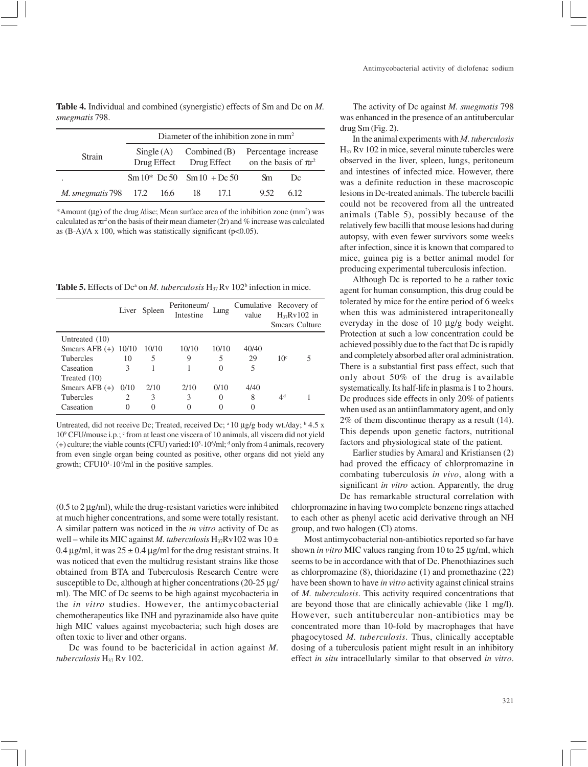**Table 4.** Individual and combined (synergistic) effects of Sm and Dc on *M. smegmatis* 798.

| Strain | Diameter of the inhibition zone in $mm^2$ | | | | | |
|---|---|---|---|---|---|---|
| | Single (A) Drug Effect | | Combined (B) Drug Effect | | Percentage increase on the basis of $\pi r^2$ | |
| . | Sm 10* | Dc 50 | Sm 10 | + Dc 50 | Sm | Dc |
| *M. smegmatis* 798 | 17.2 | 16.6 | 18 | 17.1 | 9.52 | 6.12 |

*Amount (µg) of the drug /disc; Mean surface area of the inhibition zone ($mm^2$) was calculated as $\pi r^2$ on the basis of their mean diameter (2r) and % increase was calculated as (B-A)/A x 100, which was statistically significant ($p<0.05$).

**Table 5.** Effects of Dc[a] on *M. tuberculosis* $H_{37}$Rv 102[b] infection in mice.

| | Liver | Spleen | Peritoneum/ Intestine | Lung | Cumulative value | Recovery of $H_{37}$Rv102 in Smears | Culture |
|---|---|---|---|---|---|---|---|
| Untreated (10) | | | | | | | |
| Smears AFB (+) | 10/10 | 10/10 | 10/10 | 10/10 | 40/40 | | |
| Tubercles | 10 | 5 | 9 | 5 | 29 | 10[c] | 5 |
| Caseation | 3 | 1 | 1 | 0 | 5 | | |
| Treated (10) | | | | | | | |
| Smears AFB (+) | 0/10 | 2/10 | 2/10 | 0/10 | 4/40 | | |
| Tubercles | 2 | 3 | 3 | 0 | 8 | 4[d] | 1 |
| Caseation | 0 | 0 | 0 | 0 | 0 | | |

Untreated, did not receive Dc; Treated, received Dc; [a] 10 µg/g body wt./day; [b] 4.5 x $10^9$ CFU/mouse i.p.; [c] from at least one viscera of 10 animals, all viscera did not yield (+) culture; the viable counts (CFU) varied: $10^3$-$10^6$/ml; [d] only from 4 animals, recovery from even single organ being counted as positive, other organs did not yield any growth; CFU$10^1$-$10^3$/ml in the positive samples.

(0.5 to 2 µg/ml), while the drug-resistant varieties were inhibited at much higher concentrations, and some were totally resistant. A similar pattern was noticed in the *in vitro* activity of Dc as well – while its MIC against *M. tuberculosis* $H_{37}$Rv102 was 10 ± 0.4 µg/ml, it was 25 ± 0.4 µg/ml for the drug resistant strains. It was noticed that even the multidrug resistant strains like those obtained from BTA and Tuberculosis Research Centre were susceptible to Dc, although at higher concentrations (20-25 µg/ml). The MIC of Dc seems to be high against mycobacteria in the *in vitro* studies. However, the antimycobacterial chemotherapeutics like INH and pyrazinamide also have quite high MIC values against mycobacteria; such high doses are often toxic to liver and other organs.

Dc was found to be bactericidal in action against *M. tuberculosis* $H_{37}$ Rv 102.

The activity of Dc against *M. smegmatis* 798 was enhanced in the presence of an antitubercular drug Sm (Fig. 2).

In the animal experiments with *M. tuberculosis* $H_{37}$ Rv 102 in mice, several minute tubercles were observed in the liver, spleen, lungs, peritoneum and intestines of infected mice. However, there was a definite reduction in these macroscopic lesions in Dc-treated animals. The tubercle bacilli could not be recovered from all the untreated animals (Table 5), possibly because of the relatively few bacilli that mouse lesions had during autopsy, with even fewer survivors some weeks after infection, since it is known that compared to mice, guinea pig is a better animal model for producing experimental tuberculosis infection.

Although Dc is reported to be a rather toxic agent for human consumption, this drug could be tolerated by mice for the entire period of 6 weeks when this was administered intraperitoneally everyday in the dose of 10 µg/g body weight. Protection at such a low concentration could be achieved possibly due to the fact that Dc is rapidly and completely absorbed after oral administration. There is a substantial first pass effect, such that only about 50% of the drug is available systematically. Its half-life in plasma is 1 to 2 hours. Dc produces side effects in only 20% of patients when used as an antiinflammatory agent, and only 2% of them discontinue therapy as a result (14). This depends upon genetic factors, nutritional factors and physiological state of the patient.

Earlier studies by Amaral and Kristiansen (2) had proved the efficacy of chlorpromazine in combating tuberculosis *in vivo*, along with a significant *in vitro* action. Apparently, the drug Dc has remarkable structural correlation with chlorpromazine in having two complete benzene rings attached to each other as phenyl acetic acid derivative through an NH group, and two halogen (Cl) atoms.

Most antimycobacterial non-antibiotics reported so far have shown *in vitro* MIC values ranging from 10 to 25 µg/ml, which seems to be in accordance with that of Dc. Phenothiazines such as chlorpromazine (8), thioridazine (1) and promethazine (22) have been shown to have *in vitro* activity against clinical strains of *M. tuberculosis*. This activity required concentrations that are beyond those that are clinically achievable (like 1 mg/l). However, such antitubercular non-antibiotics may be concentrated more than 10-fold by macrophages that have phagocytosed *M. tuberculosis*. Thus, clinically acceptable dosing of a tuberculosis patient might result in an inhibitory effect *in situ* intracellularly similar to that observed *in vitro*.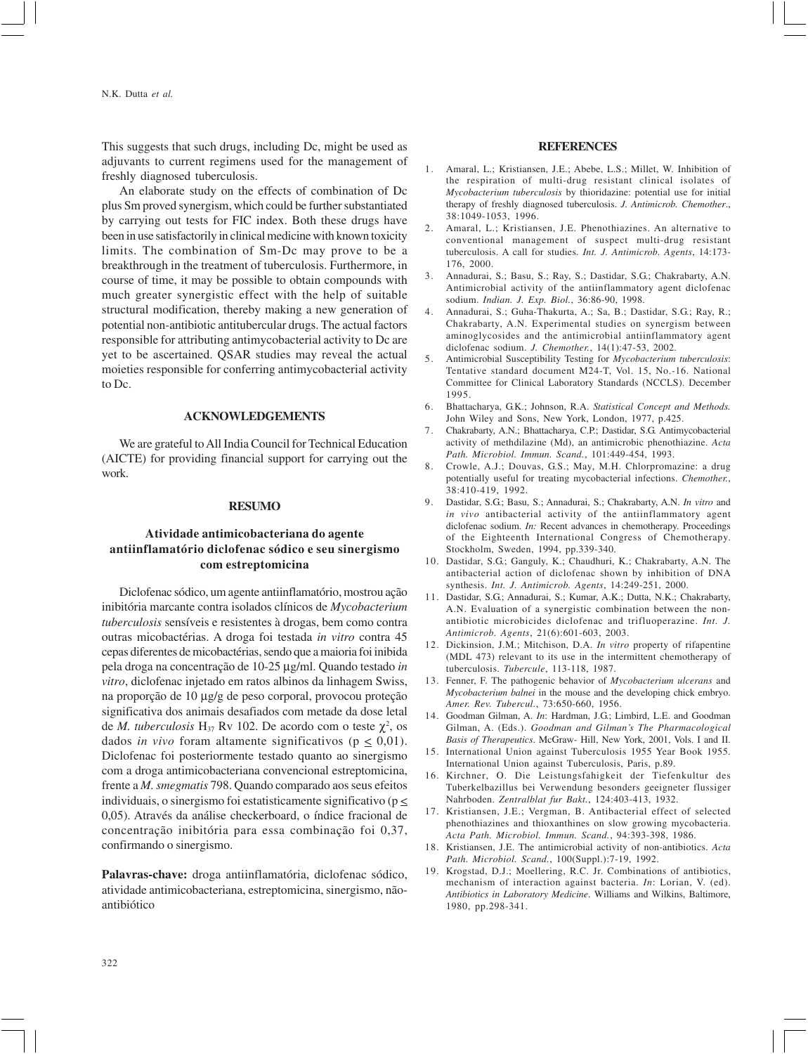This suggests that such drugs, including Dc, might be used as adjuvants to current regimens used for the management of freshly diagnosed tuberculosis.

An elaborate study on the effects of combination of Dc plus Sm proved synergism, which could be further substantiated by carrying out tests for FIC index. Both these drugs have been in use satisfactorily in clinical medicine with known toxicity limits. The combination of Sm-Dc may prove to be a breakthrough in the treatment of tuberculosis. Furthermore, in course of time, it may be possible to obtain compounds with much greater synergistic effect with the help of suitable structural modification, thereby making a new generation of potential non-antibiotic antitubercular drugs. The actual factors responsible for attributing antimycobacterial activity to Dc are yet to be ascertained. QSAR studies may reveal the actual moieties responsible for conferring antimycobacterial activity to Dc.

## ACKNOWLEDGEMENTS

We are grateful to All India Council for Technical Education (AICTE) for providing financial support for carrying out the work.

## RESUMO

### Atividade antimicobacteriana do agente antiinflamatório diclofenac sódico e seu sinergismo com estreptomicina

Diclofenac sódico, um agente antiinflamatório, mostrou ação inibitória marcante contra isolados clínicos de *Mycobacterium tuberculosis* sensíveis e resistentes à drogas, bem como contra outras micobactérias. A droga foi testada *in vitro* contra 45 cepas diferentes de micobactérias, sendo que a maioria foi inibida pela droga na concentração de 10-25 µg/ml. Quando testado *in vitro*, diclofenac injetado em ratos albinos da linhagem Swiss, na proporção de 10 µg/g de peso corporal, provocou proteção significativa dos animais desafiados com metade da dose letal de *M. tuberculosis* $H_{37}$ Rv 102. De acordo com o teste $\chi^2$, os dados *in vivo* foram altamente significativos ($p \leq 0{,}01$). Diclofenac foi posteriormente testado quanto ao sinergismo com a droga antimicobacteriana convencional estreptomicina, frente a *M. smegmatis* 798. Quando comparado aos seus efeitos individuais, o sinergismo foi estatisticamente significativo ($p \leq 0{,}05$). Através da análise checkerboard, o índice fracional de concentração inibitória para essa combinação foi 0,37, confirmando o sinergismo.

**Palavras-chave:** droga antiinflamatória, diclofenac sódico, atividade antimicobacteriana, estreptomicina, sinergismo, não-antibiótico

## REFERENCES

1. Amaral, L.; Kristiansen, J.E.; Abebe, L.S.; Millet, W. Inhibition of the respiration of multi-drug resistant clinical isolates of *Mycobacterium tuberculosis* by thioridazine: potential use for initial therapy of freshly diagnosed tuberculosis. *J. Antimicrob. Chemother*., 38:1049-1053, 1996.
2. Amaral, L.; Kristiansen, J.E. Phenothiazines. An alternative to conventional management of suspect multi-drug resistant tuberculosis. A call for studies. *Int. J. Antimicrob. Agents*, 14:173-176, 2000.
3. Annadurai, S.; Basu, S.; Ray, S.; Dastidar, S.G.; Chakrabarty, A.N. Antimicrobial activity of the antiinflammatory agent diclofenac sodium. *Indian. J. Exp. Biol.*, 36:86-90, 1998.
4. Annadurai, S.; Guha-Thakurta, A.; Sa, B.; Dastidar, S.G.; Ray, R.; Chakrabarty, A.N. Experimental studies on synergism between aminoglycosides and the antimicrobial antiinflammatory agent diclofenac sodium. *J. Chemother.*, 14(1):47-53, 2002.
5. Antimicrobial Susceptibility Testing for *Mycobacterium tuberculosis*: Tentative standard document M24-T, Vol. 15, No.-16. National Committee for Clinical Laboratory Standards (NCCLS). December 1995.
6. Bhattacharya, G.K.; Johnson, R.A. *Statistical Concept and Methods.* John Wiley and Sons, New York, London, 1977, p.425.
7. Chakrabarty, A.N.; Bhattacharya, C.P.; Dastidar, S.G. Antimycobacterial activity of methdilazine (Md), an antimicrobic phenothiazine. *Acta Path. Microbiol. Immun. Scand.*, 101:449-454, 1993.
8. Crowle, A.J.; Douvas, G.S.; May, M.H. Chlorpromazine: a drug potentially useful for treating mycobacterial infections. *Chemother.*, 38:410-419, 1992.
9. Dastidar, S.G.; Basu, S.; Annadurai, S.; Chakrabarty, A.N. *In vitro* and *in vivo* antibacterial activity of the antiinflammatory agent diclofenac sodium. *In:* Recent advances in chemotherapy. Proceedings of the Eighteenth International Congress of Chemotherapy. Stockholm, Sweden, 1994, pp.339-340.
10. Dastidar, S.G.; Ganguly, K.; Chaudhuri, K.; Chakrabarty, A.N. The antibacterial action of diclofenac shown by inhibition of DNA synthesis. *Int. J. Antimicrob. Agents*, 14:249-251, 2000.
11. Dastidar, S.G.; Annadurai, S.; Kumar, A.K.; Dutta, N.K.; Chakrabarty, A.N. Evaluation of a synergistic combination between the non-antibiotic microbicides diclofenac and trifluoperazine. *Int. J. Antimicrob. Agents*, 21(6):601-603, 2003.
12. Dickinsion, J.M.; Mitchison, D.A. *In vitro* property of rifapentine (MDL 473) relevant to its use in the intermittent chemotherapy of tuberculosis. *Tubercule*, 113-118, 1987.
13. Fenner, F. The pathogenic behavior of *Mycobacterium ulcerans* and *Mycobacterium balnei* in the mouse and the developing chick embryo. *Amer. Rev. Tubercul.*, 73:650-660, 1956.
14. Goodman Gilman, A. *In*: Hardman, J.G.; Limbird, L.E. and Goodman Gilman, A. (Eds.). *Goodman and Gilman's The Pharmacological Basis of Therapeutics*. McGraw- Hill, New York, 2001, Vols. I and II.
15. International Union against Tuberculosis 1955 Year Book 1955. International Union against Tuberculosis, Paris, p.89.
16. Kirchner, O. Die Leistungsfahigkeit der Tiefenkultur des Tuberkelbazillus bei Verwendung besonders geeigneter flussiger Nahrboden. *Zentralblat fur Bakt.*, 124:403-413, 1932.
17. Kristiansen, J.E.; Vergman, B. Antibacterial effect of selected phenothiazines and thioxanthines on slow growing mycobacteria. *Acta Path. Microbiol. Immun. Scand.*, 94:393-398, 1986.
18. Kristiansen, J.E. The antimicrobial activity of non-antibiotics. *Acta Path. Microbiol. Scand.*, 100(Suppl.):7-19, 1992.
19. Krogstad, D.J.; Moellering, R.C. Jr. Combinations of antibiotics, mechanism of interaction against bacteria. *In*: Lorian, V. (ed). *Antibiotics in Laboratory Medicine*. Williams and Wilkins, Baltimore, 1980, pp.298-341.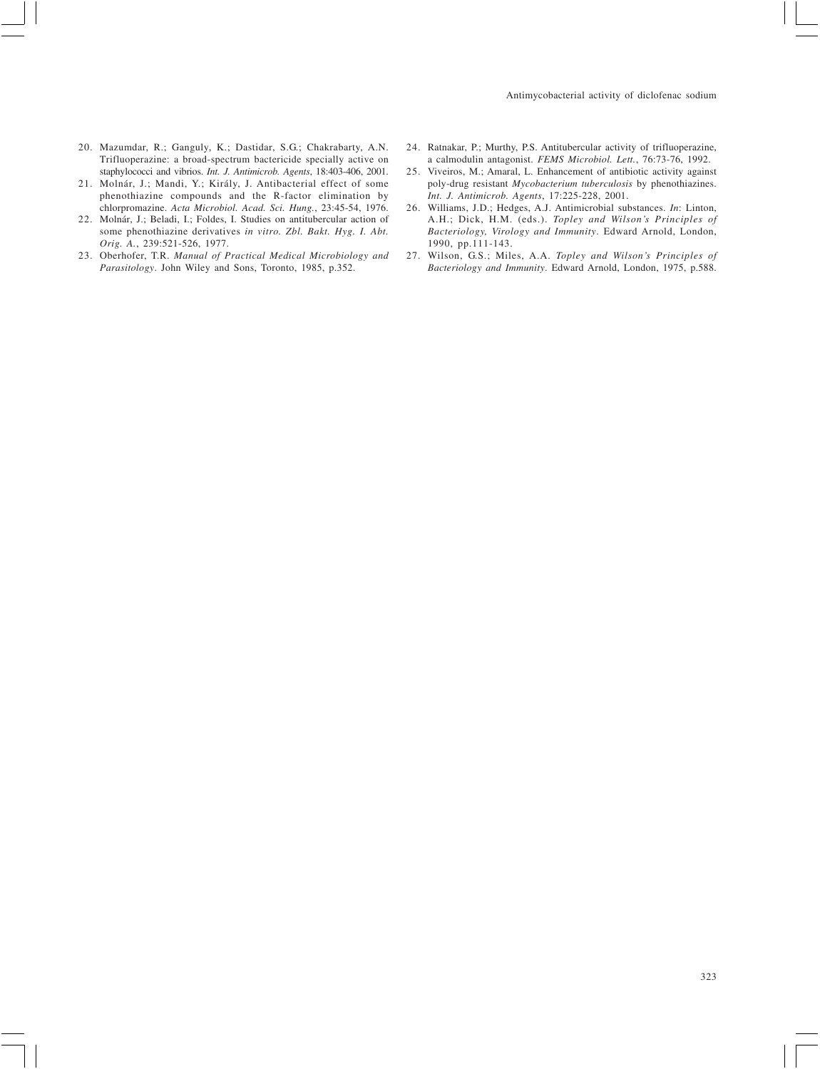20. Mazumdar, R.; Ganguly, K.; Dastidar, S.G.; Chakrabarty, A.N. Trifluoperazine: a broad-spectrum bactericide specially active on staphylococci and vibrios. *Int. J. Antimicrob. Agents*, 18:403-406, 2001.
21. Molnár, J.; Mandi, Y.; Király, J. Antibacterial effect of some phenothiazine compounds and the R-factor elimination by chlorpromazine. *Acta Microbiol. Acad. Sci. Hung.*, 23:45-54, 1976.
22. Molnár, J.; Beladi, I.; Foldes, I. Studies on antitubercular action of some phenothiazine derivatives *in vitro*. *Zbl. Bakt. Hyg. I. Abt. Orig. A.*, 239:521-526, 1977.
23. Oberhofer, T.R. *Manual of Practical Medical Microbiology and Parasitology*. John Wiley and Sons, Toronto, 1985, p.352.
24. Ratnakar, P.; Murthy, P.S. Antitubercular activity of trifluoperazine, a calmodulin antagonist. *FEMS Microbiol. Lett.*, 76:73-76, 1992.
25. Viveiros, M.; Amaral, L. Enhancement of antibiotic activity against poly-drug resistant *Mycobacterium tuberculosis* by phenothiazines. *Int. J. Antimicrob. Agents*, 17:225-228, 2001.
26. Williams, J.D.; Hedges, A.J. Antimicrobial substances. *In*: Linton, A.H.; Dick, H.M. (eds.). *Topley and Wilson's Principles of Bacteriology, Virology and Immunity*. Edward Arnold, London, 1990, pp.111-143.
27. Wilson, G.S.; Miles, A.A. *Topley and Wilson's Principles of Bacteriology and Immunity*. Edward Arnold, London, 1975, p.588.